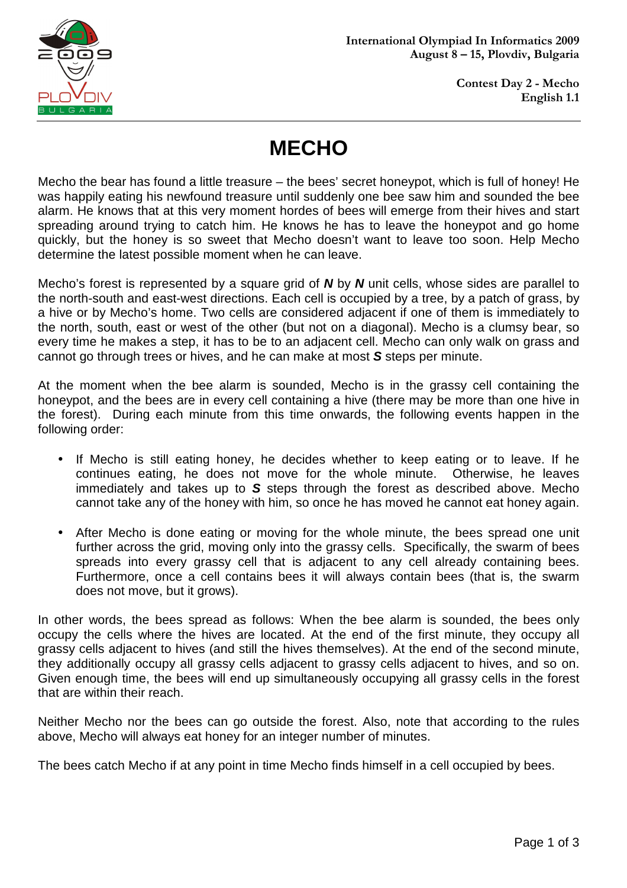# MECHO

Mecho the bear has found a little treasure – the bees' secret honeypot, which is full of honey! He was happily eating his newfound treasure until suddenly one bee saw him and sounded the bee alarm. He knows that at this very moment hordes of bees will emerge from their hives and start spreading around trying to catch him. He knows he has to leave the honeypot and go home quickly, but the honey is so sweet that Mecho doesn't want to leave too soon. Help Mecho determine the latest possible moment when he can leave.

Mecho's forest is represented by a square grid of ***N*** by ***N*** unit cells, whose sides are parallel to the north-south and east-west directions. Each cell is occupied by a tree, by a patch of grass, by a hive or by Mecho's home. Two cells are considered adjacent if one of them is immediately to the north, south, east or west of the other (but not on a diagonal). Mecho is a clumsy bear, so every time he makes a step, it has to be to an adjacent cell. Mecho can only walk on grass and cannot go through trees or hives, and he can make at most ***S*** steps per minute.

At the moment when the bee alarm is sounded, Mecho is in the grassy cell containing the honeypot, and the bees are in every cell containing a hive (there may be more than one hive in the forest). During each minute from this time onwards, the following events happen in the following order:

- If Mecho is still eating honey, he decides whether to keep eating or to leave. If he continues eating, he does not move for the whole minute. Otherwise, he leaves immediately and takes up to ***S*** steps through the forest as described above. Mecho cannot take any of the honey with him, so once he has moved he cannot eat honey again.
- After Mecho is done eating or moving for the whole minute, the bees spread one unit further across the grid, moving only into the grassy cells. Specifically, the swarm of bees spreads into every grassy cell that is adjacent to any cell already containing bees. Furthermore, once a cell contains bees it will always contain bees (that is, the swarm does not move, but it grows).

In other words, the bees spread as follows: When the bee alarm is sounded, the bees only occupy the cells where the hives are located. At the end of the first minute, they occupy all grassy cells adjacent to hives (and still the hives themselves). At the end of the second minute, they additionally occupy all grassy cells adjacent to grassy cells adjacent to hives, and so on. Given enough time, the bees will end up simultaneously occupying all grassy cells in the forest that are within their reach.

Neither Mecho nor the bees can go outside the forest. Also, note that according to the rules above, Mecho will always eat honey for an integer number of minutes.

The bees catch Mecho if at any point in time Mecho finds himself in a cell occupied by bees.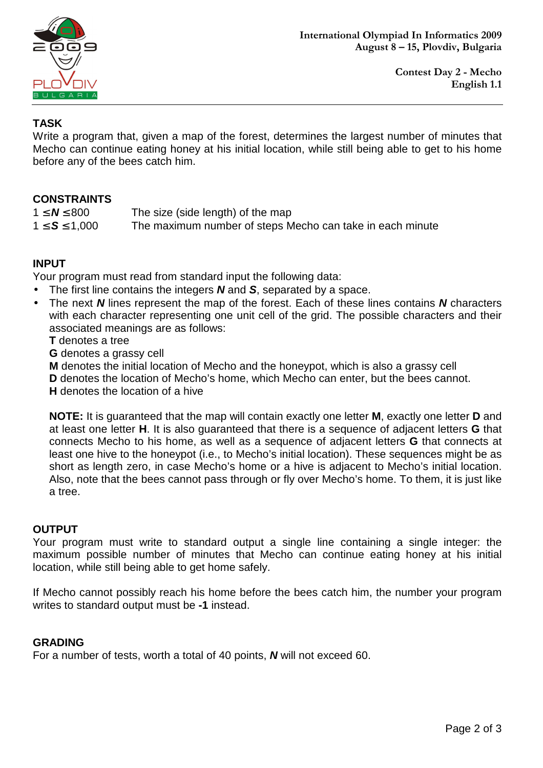## TASK

Write a program that, given a map of the forest, determines the largest number of minutes that Mecho can continue eating honey at his initial location, while still being able to get to his home before any of the bees catch him.

## CONSTRAINTS

| | |
|---|---|
| $1 \le N \le 800$ | The size (side length) of the map |
| $1 \le S \le 1{,}000$ | The maximum number of steps Mecho can take in each minute |

## INPUT

Your program must read from standard input the following data:

- The first line contains the integers ***N*** and ***S***, separated by a space.
- The next ***N*** lines represent the map of the forest. Each of these lines contains ***N*** characters with each character representing one unit cell of the grid. The possible characters and their associated meanings are as follows:
  **T** denotes a tree
  **G** denotes a grassy cell
  **M** denotes the initial location of Mecho and the honeypot, which is also a grassy cell
  **D** denotes the location of Mecho's home, which Mecho can enter, but the bees cannot.
  **H** denotes the location of a hive

  **NOTE:** It is guaranteed that the map will contain exactly one letter **M**, exactly one letter **D** and at least one letter **H**. It is also guaranteed that there is a sequence of adjacent letters **G** that connects Mecho to his home, as well as a sequence of adjacent letters **G** that connects at least one hive to the honeypot (i.e., to Mecho's initial location). These sequences might be as short as length zero, in case Mecho's home or a hive is adjacent to Mecho's initial location. Also, note that the bees cannot pass through or fly over Mecho's home. To them, it is just like a tree.

## OUTPUT

Your program must write to standard output a single line containing a single integer: the maximum possible number of minutes that Mecho can continue eating honey at his initial location, while still being able to get home safely.

If Mecho cannot possibly reach his home before the bees catch him, the number your program writes to standard output must be **-1** instead.

## GRADING

For a number of tests, worth a total of 40 points, ***N*** will not exceed 60.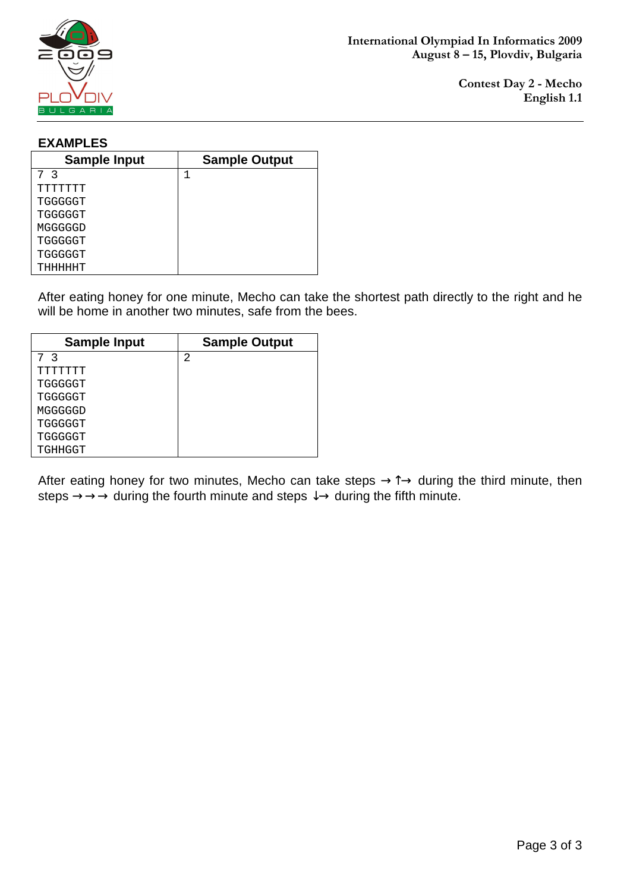## EXAMPLES

| Sample Input | Sample Output |
|---|---|
| 7 3<br>TTTTTTT<br>TGGGGGT<br>TGGGGGT<br>MGGGGGD<br>TGGGGGT<br>TGGGGGT<br>THHHHHT | 1 |

After eating honey for one minute, Mecho can take the shortest path directly to the right and he will be home in another two minutes, safe from the bees.

| Sample Input | Sample Output |
|---|---|
| 7 3<br>TTTTTTT<br>TGGGGGT<br>TGGGGGT<br>MGGGGGD<br>TGGGGGT<br>TGGGGGT<br>TGHHGGT | 2 |

After eating honey for two minutes, Mecho can take steps →↑→ during the third minute, then steps →→→ during the fourth minute and steps ↓→ during the fifth minute.